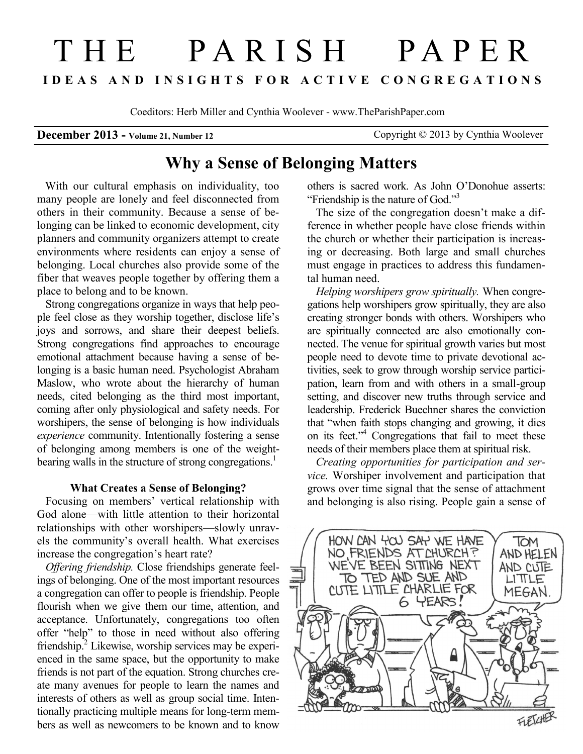# THE PARISH PAPER

**IDEAS AND INSIGHTS FOR ACTIVE CONGREGATIONS**

Coeditors: Herb Miller and Cynthia Woolever - www.TheParishPaper.com

**December 2013 - Volume 21, Number 12** Copyright © 2013 by Cynthia Woolever

## Why a Sense of Belonging Matters

With our cultural emphasis on individuality, too many people are lonely and feel disconnected from others in their community. Because a sense of belonging can be linked to economic development, city planners and community organizers attempt to create environments where residents can enjoy a sense of belonging. Local churches also provide some of the fiber that weaves people together by offering them a place to belong and to be known.

Strong congregations organize in ways that help people feel close as they worship together, disclose life's joys and sorrows, and share their deepest beliefs. Strong congregations find approaches to encourage emotional attachment because having a sense of belonging is a basic human need. Psychologist Abraham Maslow, who wrote about the hierarchy of human needs, cited belonging as the third most important, coming after only physiological and safety needs. For worshipers, the sense of belonging is how individuals *experience* community. Intentionally fostering a sense of belonging among members is one of the weight-bearing walls in the structure of strong congregations.[1]

### What Creates a Sense of Belonging?

Focusing on members' vertical relationship with God alone—with little attention to their horizontal relationships with other worshipers—slowly unravels the community's overall health. What exercises increase the congregation's heart rate?

*Offering friendship.* Close friendships generate feelings of belonging. One of the most important resources a congregation can offer to people is friendship. People flourish when we give them our time, attention, and acceptance. Unfortunately, congregations too often offer "help" to those in need without also offering friendship.[2] Likewise, worship services may be experienced in the same space, but the opportunity to make friends is not part of the equation. Strong churches create many avenues for people to learn the names and interests of others as well as group social time. Intentionally practicing multiple means for long-term members as well as newcomers to be known and to know others is sacred work. As John O'Donohue asserts: "Friendship is the nature of God."[3]

The size of the congregation doesn't make a difference in whether people have close friends within the church or whether their participation is increasing or decreasing. Both large and small churches must engage in practices to address this fundamental human need.

*Helping worshipers grow spiritually.* When congregations help worshipers grow spiritually, they are also creating stronger bonds with others. Worshipers who are spiritually connected are also emotionally connected. The venue for spiritual growth varies but most people need to devote time to private devotional activities, seek to grow through worship service participation, learn from and with others in a small-group setting, and discover new truths through service and leadership. Frederick Buechner shares the conviction that "when faith stops changing and growing, it dies on its feet."[4] Congregations that fail to meet these needs of their members place them at spiritual risk.

*Creating opportunities for participation and service.* Worshiper involvement and participation that grows over time signal that the sense of attachment and belonging is also rising. People gain a sense of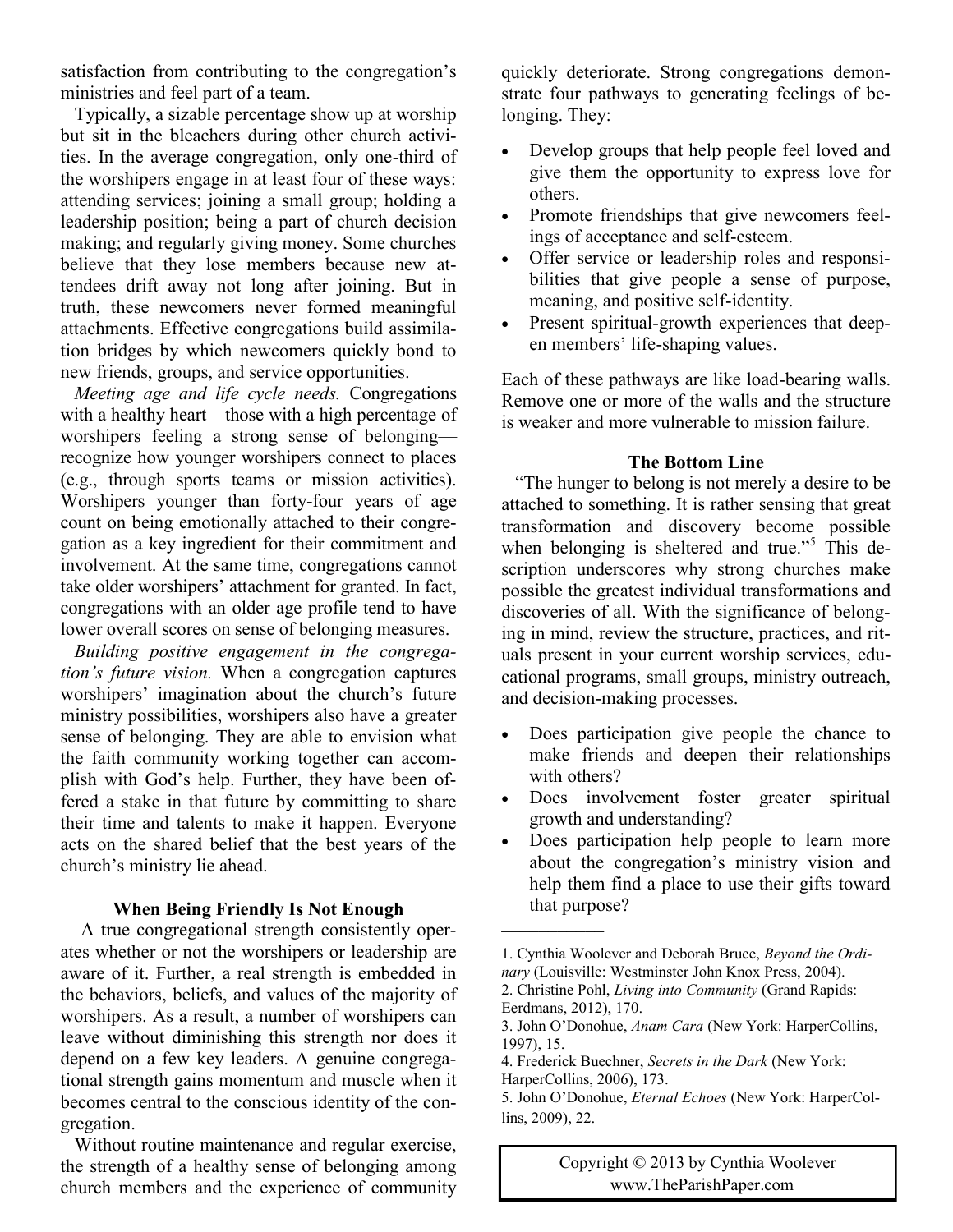satisfaction from contributing to the congregation's ministries and feel part of a team.

Typically, a sizable percentage show up at worship but sit in the bleachers during other church activities. In the average congregation, only one-third of the worshipers engage in at least four of these ways: attending services; joining a small group; holding a leadership position; being a part of church decision making; and regularly giving money. Some churches believe that they lose members because new attendees drift away not long after joining. But in truth, these newcomers never formed meaningful attachments. Effective congregations build assimilation bridges by which newcomers quickly bond to new friends, groups, and service opportunities.

*Meeting age and life cycle needs.* Congregations with a healthy heart—those with a high percentage of worshipers feeling a strong sense of belonging—recognize how younger worshipers connect to places (e.g., through sports teams or mission activities). Worshipers younger than forty-four years of age count on being emotionally attached to their congregation as a key ingredient for their commitment and involvement. At the same time, congregations cannot take older worshipers' attachment for granted. In fact, congregations with an older age profile tend to have lower overall scores on sense of belonging measures.

*Building positive engagement in the congregation's future vision.* When a congregation captures worshipers' imagination about the church's future ministry possibilities, worshipers also have a greater sense of belonging. They are able to envision what the faith community working together can accomplish with God's help. Further, they have been offered a stake in that future by committing to share their time and talents to make it happen. Everyone acts on the shared belief that the best years of the church's ministry lie ahead.

### When Being Friendly Is Not Enough

A true congregational strength consistently operates whether or not the worshipers or leadership are aware of it. Further, a real strength is embedded in the behaviors, beliefs, and values of the majority of worshipers. As a result, a number of worshipers can leave without diminishing this strength nor does it depend on a few key leaders. A genuine congregational strength gains momentum and muscle when it becomes central to the conscious identity of the congregation.

Without routine maintenance and regular exercise, the strength of a healthy sense of belonging among church members and the experience of community quickly deteriorate. Strong congregations demonstrate four pathways to generating feelings of belonging. They:

- Develop groups that help people feel loved and give them the opportunity to express love for others.
- Promote friendships that give newcomers feelings of acceptance and self-esteem.
- Offer service or leadership roles and responsibilities that give people a sense of purpose, meaning, and positive self-identity.
- Present spiritual-growth experiences that deepen members' life-shaping values.

Each of these pathways are like load-bearing walls. Remove one or more of the walls and the structure is weaker and more vulnerable to mission failure.

### The Bottom Line

"The hunger to belong is not merely a desire to be attached to something. It is rather sensing that great transformation and discovery become possible when belonging is sheltered and true."[5] This description underscores why strong churches make possible the greatest individual transformations and discoveries of all. With the significance of belonging in mind, review the structure, practices, and rituals present in your current worship services, educational programs, small groups, ministry outreach, and decision-making processes.

- Does participation give people the chance to make friends and deepen their relationships with others?
- Does involvement foster greater spiritual growth and understanding?
- Does participation help people to learn more about the congregation's ministry vision and help them find a place to use their gifts toward that purpose?

---

1. Cynthia Woolever and Deborah Bruce, *Beyond the Ordinary* (Louisville: Westminster John Knox Press, 2004).
2. Christine Pohl, *Living into Community* (Grand Rapids: Eerdmans, 2012), 170.
3. John O'Donohue, *Anam Cara* (New York: HarperCollins, 1997), 15.
4. Frederick Buechner, *Secrets in the Dark* (New York: HarperCollins, 2006), 173.
5. John O'Donohue, *Eternal Echoes* (New York: HarperCollins, 2009), 22.

Copyright © 2013 by Cynthia Woolever
www.TheParishPaper.com